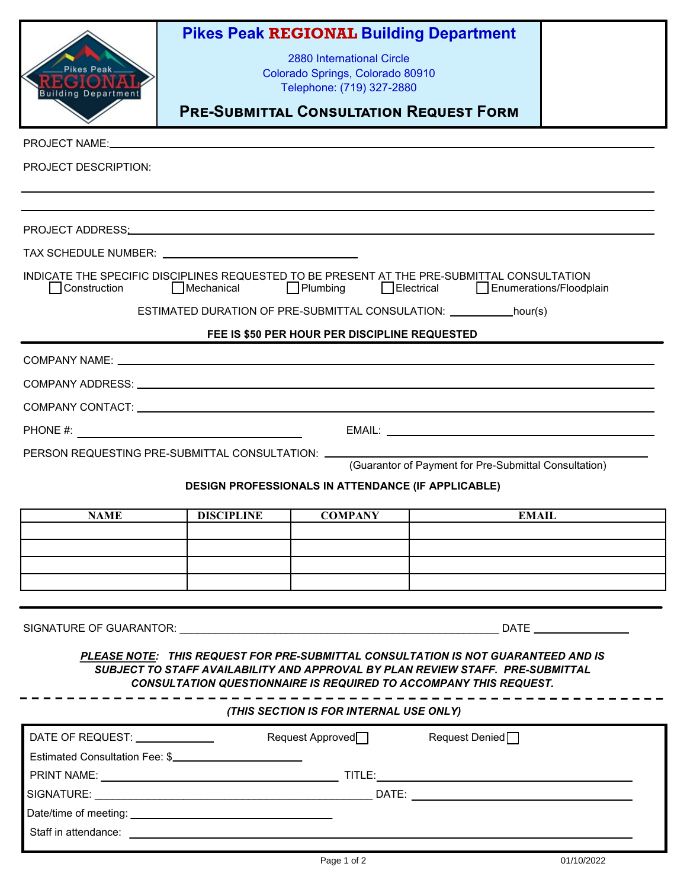# Pikes Peak REGIONAL Building Department

2880 International Circle
Colorado Springs, Colorado 80910
Telephone: (719) 327-2880

## PRE-SUBMITTAL CONSULTATION REQUEST FORM

PROJECT NAME: ____________________________________________

PROJECT DESCRIPTION:

____________________________________________

____________________________________________

PROJECT ADDRESS: ____________________________________________

TAX SCHEDULE NUMBER: ____________________

INDICATE THE SPECIFIC DISCIPLINES REQUESTED TO BE PRESENT AT THE PRE-SUBMITTAL CONSULTATION

☐ Construction ☐ Mechanical ☐ Plumbing ☐ Electrical ☐ Enumerations/Floodplain

ESTIMATED DURATION OF PRE-SUBMITTAL CONSULATION: __________ hour(s)

**FEE IS $50 PER HOUR PER DISCIPLINE REQUESTED**

---

COMPANY NAME: ____________________________________________

COMPANY ADDRESS: ____________________________________________

COMPANY CONTACT: ____________________________________________

PHONE #: ____________________ EMAIL: ____________________

PERSON REQUESTING PRE-SUBMITTAL CONSULTATION: ____________________
(Guarantor of Payment for Pre-Submittal Consultation)

**DESIGN PROFESSIONALS IN ATTENDANCE (IF APPLICABLE)**

| NAME | DISCIPLINE | COMPANY | EMAIL |
|---|---|---|---|
| | | | |
| | | | |
| | | | |
| | | | |

---

SIGNATURE OF GUARANTOR: ____________________________________________ DATE ______________

***PLEASE NOTE*: THIS REQUEST FOR PRE-SUBMITTAL CONSULTATION IS NOT GUARANTEED AND IS SUBJECT TO STAFF AVAILABILITY AND APPROVAL BY PLAN REVIEW STAFF. PRE-SUBMITTAL CONSULTATION QUESTIONNAIRE IS REQUIRED TO ACCOMPANY THIS REQUEST.**

*(THIS SECTION IS FOR INTERNAL USE ONLY)*

DATE OF REQUEST: ____________ Request Approved ☐ Request Denied ☐

Estimated Consultation Fee: $____________________

PRINT NAME: ____________________ TITLE: ____________________

SIGNATURE: ____________________ DATE: ____________________

Date/time of meeting: ____________________

Staff in attendance: ____________________________________________

01/10/2022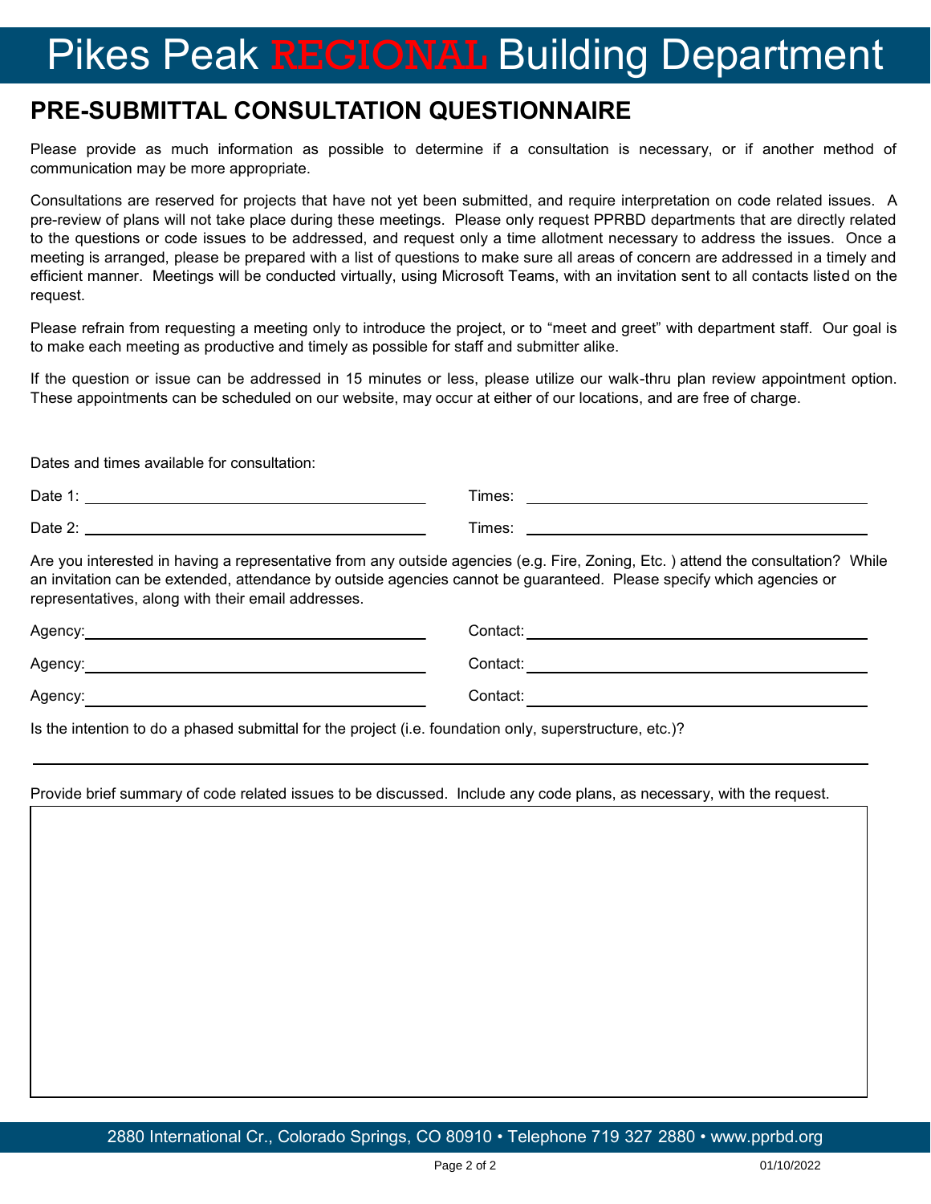# Pikes Peak REGIONAL Building Department

## PRE-SUBMITTAL CONSULTATION QUESTIONNAIRE

Please provide as much information as possible to determine if a consultation is necessary, or if another method of communication may be more appropriate.

Consultations are reserved for projects that have not yet been submitted, and require interpretation on code related issues. A pre-review of plans will not take place during these meetings. Please only request PPRBD departments that are directly related to the questions or code issues to be addressed, and request only a time allotment necessary to address the issues. Once a meeting is arranged, please be prepared with a list of questions to make sure all areas of concern are addressed in a timely and efficient manner. Meetings will be conducted virtually, using Microsoft Teams, with an invitation sent to all contacts listed on the request.

Please refrain from requesting a meeting only to introduce the project, or to "meet and greet" with department staff. Our goal is to make each meeting as productive and timely as possible for staff and submitter alike.

If the question or issue can be addressed in 15 minutes or less, please utilize our walk-thru plan review appointment option. These appointments can be scheduled on our website, may occur at either of our locations, and are free of charge.

Dates and times available for consultation:

Date 1: ______________________ Times: ______________________

Date 2: ______________________ Times: ______________________

Are you interested in having a representative from any outside agencies (e.g. Fire, Zoning, Etc. ) attend the consultation? While an invitation can be extended, attendance by outside agencies cannot be guaranteed. Please specify which agencies or representatives, along with their email addresses.

Agency: ______________________ Contact: ______________________

Agency: ______________________ Contact: ______________________

Agency: ______________________ Contact: ______________________

Is the intention to do a phased submittal for the project (i.e. foundation only, superstructure, etc.)?

______________________________________________

Provide brief summary of code related issues to be discussed. Include any code plans, as necessary, with the request.

2880 International Cr., Colorado Springs, CO 80910 • Telephone 719 327 2880 • www.pprbd.org

01/10/2022